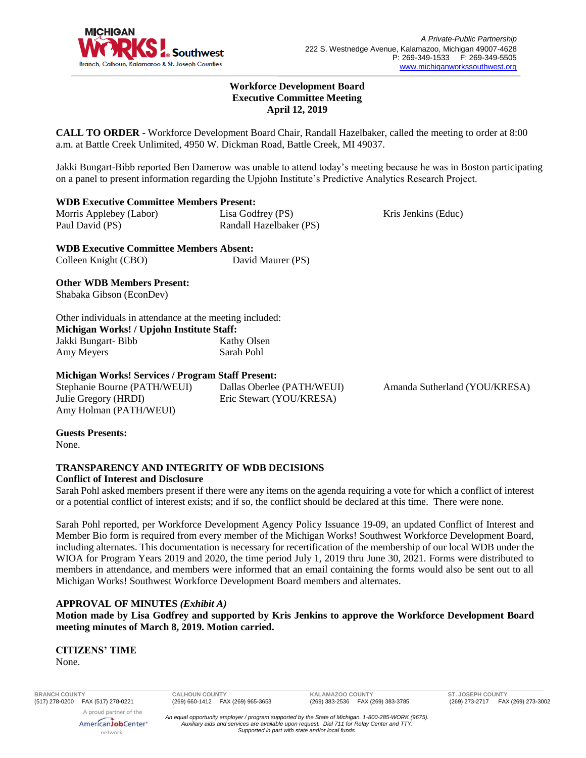A Private-Public Partnership
222 S. Westnedge Avenue, Kalamazoo, Michigan 49007-4628
P: 269-349-1533 F: 269-349-5505
www.michiganworkssouthwest.org

**Workforce Development Board**
**Executive Committee Meeting**
**April 12, 2019**

**CALL TO ORDER** - Workforce Development Board Chair, Randall Hazelbaker, called the meeting to order at 8:00 a.m. at Battle Creek Unlimited, 4950 W. Dickman Road, Battle Creek, MI 49037.

Jakki Bungart-Bibb reported Ben Damerow was unable to attend today's meeting because he was in Boston participating on a panel to present information regarding the Upjohn Institute's Predictive Analytics Research Project.

**WDB Executive Committee Members Present:**
Morris Applebey (Labor)
Paul David (PS)
Lisa Godfrey (PS)
Randall Hazelbaker (PS)
Kris Jenkins (Educ)

**WDB Executive Committee Members Absent:**
Colleen Knight (CBO)
David Maurer (PS)

**Other WDB Members Present:**
Shabaka Gibson (EconDev)

Other individuals in attendance at the meeting included:
**Michigan Works! / Upjohn Institute Staff:**
Jakki Bungart- Bibb
Amy Meyers
Kathy Olsen
Sarah Pohl

**Michigan Works! Services / Program Staff Present:**
Stephanie Bourne (PATH/WEUI)
Julie Gregory (HRDI)
Amy Holman (PATH/WEUI)
Dallas Oberlee (PATH/WEUI)
Eric Stewart (YOU/KRESA)
Amanda Sutherland (YOU/KRESA)

**Guests Presents:**
None.

**TRANSPARENCY AND INTEGRITY OF WDB DECISIONS**
**Conflict of Interest and Disclosure**
Sarah Pohl asked members present if there were any items on the agenda requiring a vote for which a conflict of interest or a potential conflict of interest exists; and if so, the conflict should be declared at this time. There were none.

Sarah Pohl reported, per Workforce Development Agency Policy Issuance 19-09, an updated Conflict of Interest and Member Bio form is required from every member of the Michigan Works! Southwest Workforce Development Board, including alternates. This documentation is necessary for recertification of the membership of our local WDB under the WIOA for Program Years 2019 and 2020, the time period July 1, 2019 thru June 30, 2021. Forms were distributed to members in attendance, and members were informed that an email containing the forms would also be sent out to all Michigan Works! Southwest Workforce Development Board members and alternates.

**APPROVAL OF MINUTES** ***(Exhibit A)***
**Motion made by Lisa Godfrey and supported by Kris Jenkins to approve the Workforce Development Board meeting minutes of March 8, 2019. Motion carried.**

**CITIZENS' TIME**
None.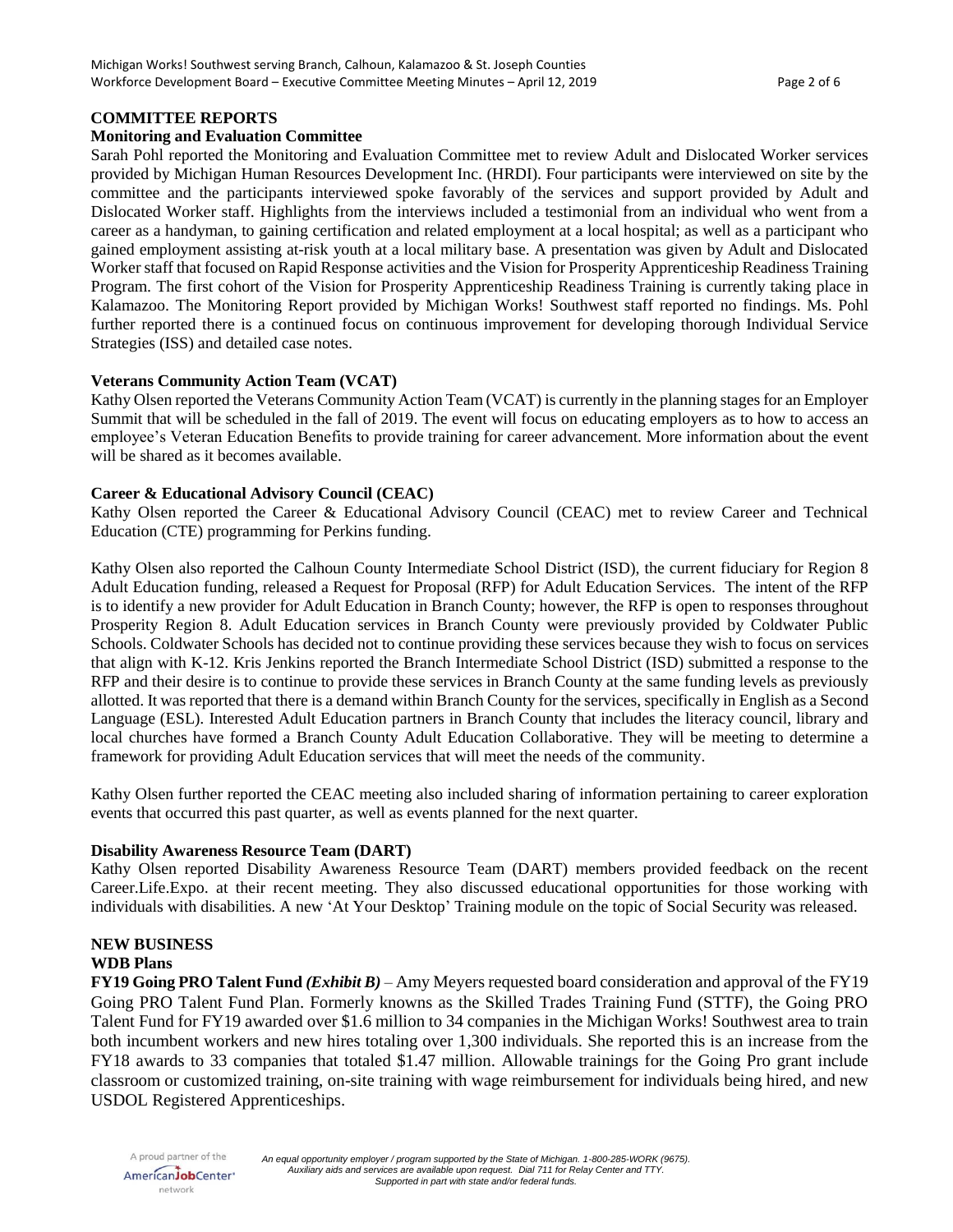## COMMITTEE REPORTS

### Monitoring and Evaluation Committee

Sarah Pohl reported the Monitoring and Evaluation Committee met to review Adult and Dislocated Worker services provided by Michigan Human Resources Development Inc. (HRDI). Four participants were interviewed on site by the committee and the participants interviewed spoke favorably of the services and support provided by Adult and Dislocated Worker staff. Highlights from the interviews included a testimonial from an individual who went from a career as a handyman, to gaining certification and related employment at a local hospital; as well as a participant who gained employment assisting at-risk youth at a local military base. A presentation was given by Adult and Dislocated Worker staff that focused on Rapid Response activities and the Vision for Prosperity Apprenticeship Readiness Training Program. The first cohort of the Vision for Prosperity Apprenticeship Readiness Training is currently taking place in Kalamazoo. The Monitoring Report provided by Michigan Works! Southwest staff reported no findings. Ms. Pohl further reported there is a continued focus on continuous improvement for developing thorough Individual Service Strategies (ISS) and detailed case notes.

### Veterans Community Action Team (VCAT)

Kathy Olsen reported the Veterans Community Action Team (VCAT) is currently in the planning stages for an Employer Summit that will be scheduled in the fall of 2019. The event will focus on educating employers as to how to access an employee's Veteran Education Benefits to provide training for career advancement. More information about the event will be shared as it becomes available.

### Career & Educational Advisory Council (CEAC)

Kathy Olsen reported the Career & Educational Advisory Council (CEAC) met to review Career and Technical Education (CTE) programming for Perkins funding.

Kathy Olsen also reported the Calhoun County Intermediate School District (ISD), the current fiduciary for Region 8 Adult Education funding, released a Request for Proposal (RFP) for Adult Education Services. The intent of the RFP is to identify a new provider for Adult Education in Branch County; however, the RFP is open to responses throughout Prosperity Region 8. Adult Education services in Branch County were previously provided by Coldwater Public Schools. Coldwater Schools has decided not to continue providing these services because they wish to focus on services that align with K-12. Kris Jenkins reported the Branch Intermediate School District (ISD) submitted a response to the RFP and their desire is to continue to provide these services in Branch County at the same funding levels as previously allotted. It was reported that there is a demand within Branch County for the services, specifically in English as a Second Language (ESL). Interested Adult Education partners in Branch County that includes the literacy council, library and local churches have formed a Branch County Adult Education Collaborative. They will be meeting to determine a framework for providing Adult Education services that will meet the needs of the community.

Kathy Olsen further reported the CEAC meeting also included sharing of information pertaining to career exploration events that occurred this past quarter, as well as events planned for the next quarter.

### Disability Awareness Resource Team (DART)

Kathy Olsen reported Disability Awareness Resource Team (DART) members provided feedback on the recent Career.Life.Expo. at their recent meeting. They also discussed educational opportunities for those working with individuals with disabilities. A new 'At Your Desktop' Training module on the topic of Social Security was released.

## NEW BUSINESS

### WDB Plans

**FY19 Going PRO Talent Fund *(Exhibit B)*** – Amy Meyers requested board consideration and approval of the FY19 Going PRO Talent Fund Plan. Formerly knowns as the Skilled Trades Training Fund (STTF), the Going PRO Talent Fund for FY19 awarded over $1.6 million to 34 companies in the Michigan Works! Southwest area to train both incumbent workers and new hires totaling over 1,300 individuals. She reported this is an increase from the FY18 awards to 33 companies that totaled $1.47 million. Allowable trainings for the Going Pro grant include classroom or customized training, on-site training with wage reimbursement for individuals being hired, and new USDOL Registered Apprenticeships.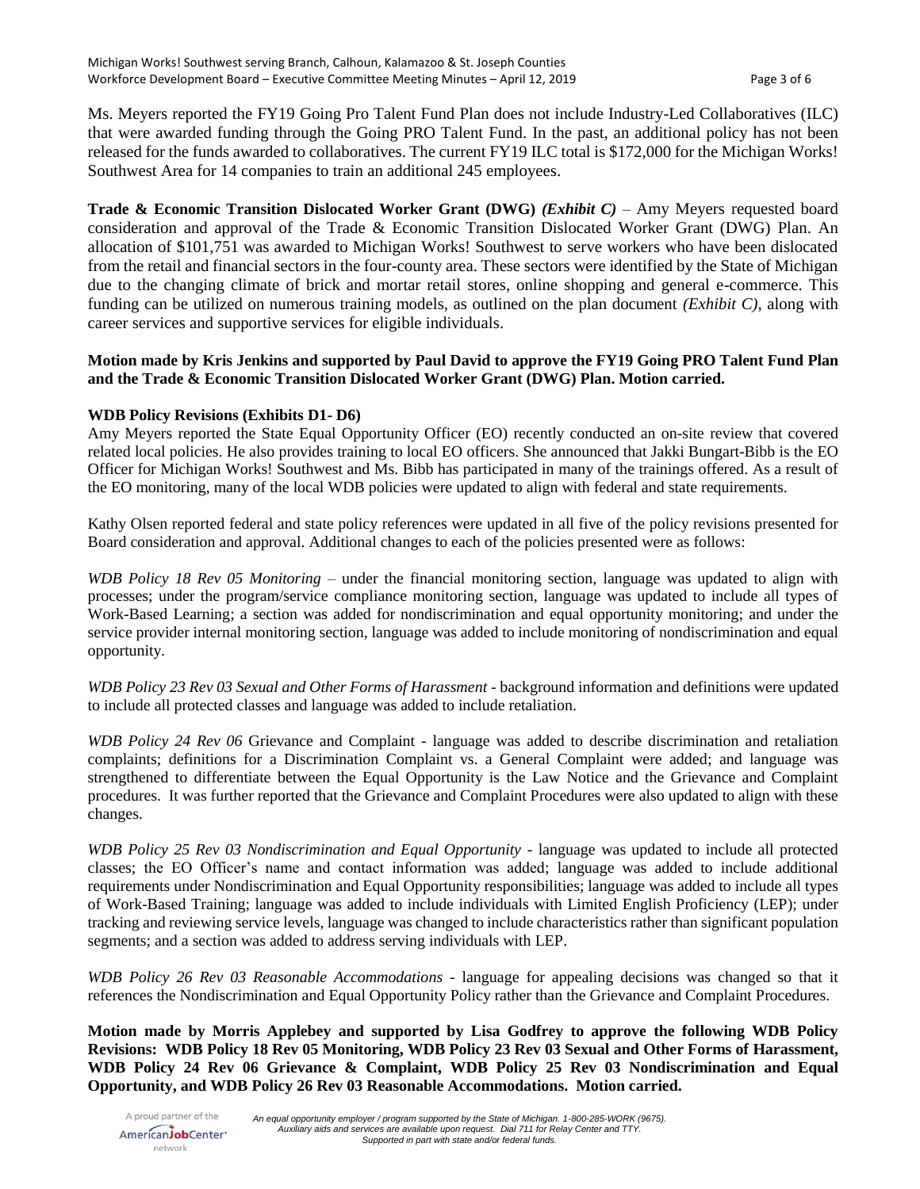Ms. Meyers reported the FY19 Going Pro Talent Fund Plan does not include Industry-Led Collaboratives (ILC) that were awarded funding through the Going PRO Talent Fund. In the past, an additional policy has not been released for the funds awarded to collaboratives. The current FY19 ILC total is $172,000 for the Michigan Works! Southwest Area for 14 companies to train an additional 245 employees.

**Trade & Economic Transition Dislocated Worker Grant (DWG)** ***(Exhibit C)*** – Amy Meyers requested board consideration and approval of the Trade & Economic Transition Dislocated Worker Grant (DWG) Plan. An allocation of $101,751 was awarded to Michigan Works! Southwest to serve workers who have been dislocated from the retail and financial sectors in the four-county area. These sectors were identified by the State of Michigan due to the changing climate of brick and mortar retail stores, online shopping and general e-commerce. This funding can be utilized on numerous training models, as outlined on the plan document *(Exhibit C)*, along with career services and supportive services for eligible individuals.

**Motion made by Kris Jenkins and supported by Paul David to approve the FY19 Going PRO Talent Fund Plan and the Trade & Economic Transition Dislocated Worker Grant (DWG) Plan. Motion carried.**

**WDB Policy Revisions (Exhibits D1- D6)**

Amy Meyers reported the State Equal Opportunity Officer (EO) recently conducted an on-site review that covered related local policies. He also provides training to local EO officers. She announced that Jakki Bungart-Bibb is the EO Officer for Michigan Works! Southwest and Ms. Bibb has participated in many of the trainings offered. As a result of the EO monitoring, many of the local WDB policies were updated to align with federal and state requirements.

Kathy Olsen reported federal and state policy references were updated in all five of the policy revisions presented for Board consideration and approval. Additional changes to each of the policies presented were as follows:

*WDB Policy 18 Rev 05 Monitoring* – under the financial monitoring section, language was updated to align with processes; under the program/service compliance monitoring section, language was updated to include all types of Work-Based Learning; a section was added for nondiscrimination and equal opportunity monitoring; and under the service provider internal monitoring section, language was added to include monitoring of nondiscrimination and equal opportunity.

*WDB Policy 23 Rev 03 Sexual and Other Forms of Harassment* - background information and definitions were updated to include all protected classes and language was added to include retaliation.

*WDB Policy 24 Rev 06* Grievance and Complaint - language was added to describe discrimination and retaliation complaints; definitions for a Discrimination Complaint vs. a General Complaint were added; and language was strengthened to differentiate between the Equal Opportunity is the Law Notice and the Grievance and Complaint procedures. It was further reported that the Grievance and Complaint Procedures were also updated to align with these changes.

*WDB Policy 25 Rev 03 Nondiscrimination and Equal Opportunity* - language was updated to include all protected classes; the EO Officer's name and contact information was added; language was added to include additional requirements under Nondiscrimination and Equal Opportunity responsibilities; language was added to include all types of Work-Based Training; language was added to include individuals with Limited English Proficiency (LEP); under tracking and reviewing service levels, language was changed to include characteristics rather than significant population segments; and a section was added to address serving individuals with LEP.

*WDB Policy 26 Rev 03 Reasonable Accommodations* - language for appealing decisions was changed so that it references the Nondiscrimination and Equal Opportunity Policy rather than the Grievance and Complaint Procedures.

**Motion made by Morris Applebey and supported by Lisa Godfrey to approve the following WDB Policy Revisions: WDB Policy 18 Rev 05 Monitoring, WDB Policy 23 Rev 03 Sexual and Other Forms of Harassment, WDB Policy 24 Rev 06 Grievance & Complaint, WDB Policy 25 Rev 03 Nondiscrimination and Equal Opportunity, and WDB Policy 26 Rev 03 Reasonable Accommodations. Motion carried.**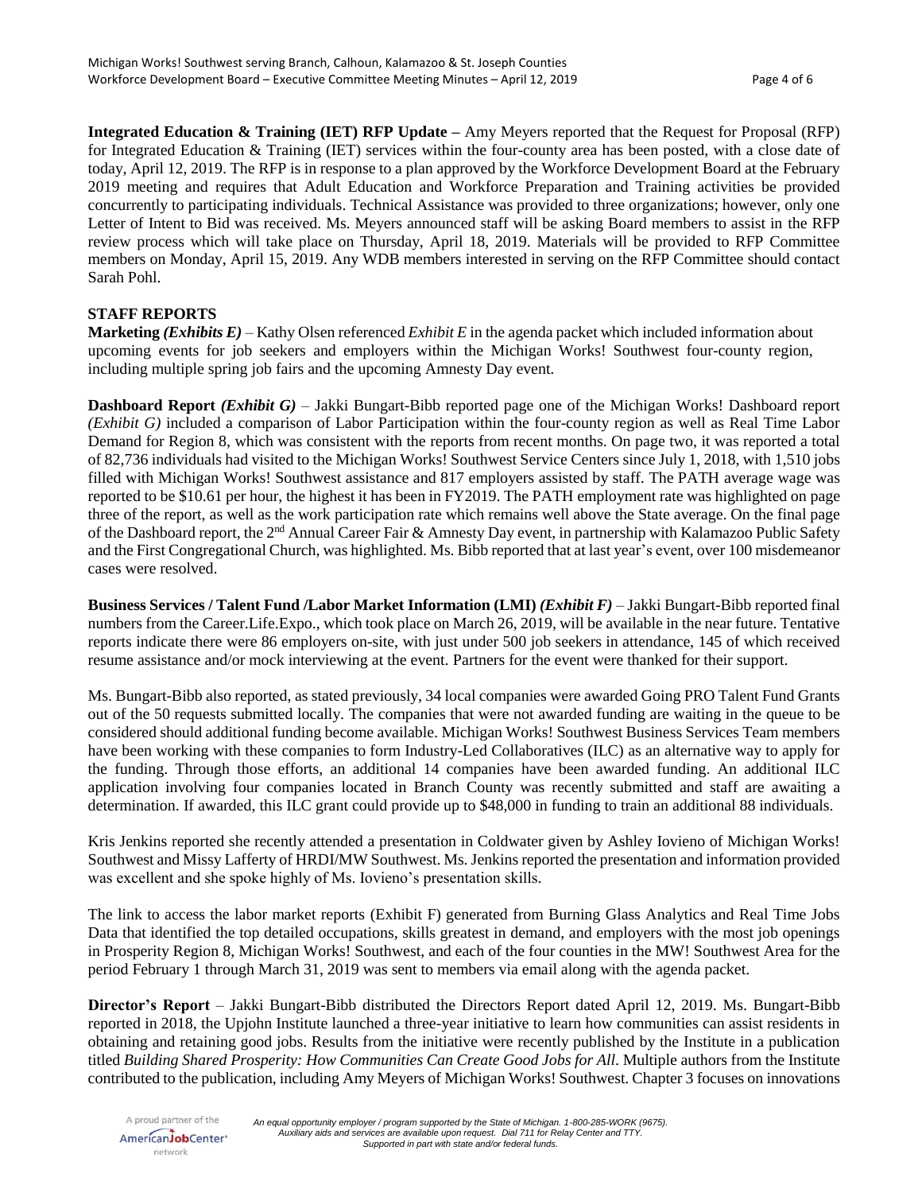**Integrated Education & Training (IET) RFP Update –** Amy Meyers reported that the Request for Proposal (RFP) for Integrated Education & Training (IET) services within the four-county area has been posted, with a close date of today, April 12, 2019. The RFP is in response to a plan approved by the Workforce Development Board at the February 2019 meeting and requires that Adult Education and Workforce Preparation and Training activities be provided concurrently to participating individuals. Technical Assistance was provided to three organizations; however, only one Letter of Intent to Bid was received. Ms. Meyers announced staff will be asking Board members to assist in the RFP review process which will take place on Thursday, April 18, 2019. Materials will be provided to RFP Committee members on Monday, April 15, 2019. Any WDB members interested in serving on the RFP Committee should contact Sarah Pohl.

## STAFF REPORTS

**Marketing *(Exhibits E)*** – Kathy Olsen referenced *Exhibit E* in the agenda packet which included information about upcoming events for job seekers and employers within the Michigan Works! Southwest four-county region, including multiple spring job fairs and the upcoming Amnesty Day event.

**Dashboard Report *(Exhibit G)*** – Jakki Bungart-Bibb reported page one of the Michigan Works! Dashboard report *(Exhibit G)* included a comparison of Labor Participation within the four-county region as well as Real Time Labor Demand for Region 8, which was consistent with the reports from recent months. On page two, it was reported a total of 82,736 individuals had visited to the Michigan Works! Southwest Service Centers since July 1, 2018, with 1,510 jobs filled with Michigan Works! Southwest assistance and 817 employers assisted by staff. The PATH average wage was reported to be $10.61 per hour, the highest it has been in FY2019. The PATH employment rate was highlighted on page three of the report, as well as the work participation rate which remains well above the State average. On the final page of the Dashboard report, the 2nd Annual Career Fair & Amnesty Day event, in partnership with Kalamazoo Public Safety and the First Congregational Church, was highlighted. Ms. Bibb reported that at last year's event, over 100 misdemeanor cases were resolved.

**Business Services / Talent Fund /Labor Market Information (LMI) *(Exhibit F)*** – Jakki Bungart-Bibb reported final numbers from the Career.Life.Expo., which took place on March 26, 2019, will be available in the near future. Tentative reports indicate there were 86 employers on-site, with just under 500 job seekers in attendance, 145 of which received resume assistance and/or mock interviewing at the event. Partners for the event were thanked for their support.

Ms. Bungart-Bibb also reported, as stated previously, 34 local companies were awarded Going PRO Talent Fund Grants out of the 50 requests submitted locally. The companies that were not awarded funding are waiting in the queue to be considered should additional funding become available. Michigan Works! Southwest Business Services Team members have been working with these companies to form Industry-Led Collaboratives (ILC) as an alternative way to apply for the funding. Through those efforts, an additional 14 companies have been awarded funding. An additional ILC application involving four companies located in Branch County was recently submitted and staff are awaiting a determination. If awarded, this ILC grant could provide up to $48,000 in funding to train an additional 88 individuals.

Kris Jenkins reported she recently attended a presentation in Coldwater given by Ashley Iovieno of Michigan Works! Southwest and Missy Lafferty of HRDI/MW Southwest. Ms. Jenkins reported the presentation and information provided was excellent and she spoke highly of Ms. Iovieno's presentation skills.

The link to access the labor market reports (Exhibit F) generated from Burning Glass Analytics and Real Time Jobs Data that identified the top detailed occupations, skills greatest in demand, and employers with the most job openings in Prosperity Region 8, Michigan Works! Southwest, and each of the four counties in the MW! Southwest Area for the period February 1 through March 31, 2019 was sent to members via email along with the agenda packet.

**Director's Report** – Jakki Bungart-Bibb distributed the Directors Report dated April 12, 2019. Ms. Bungart-Bibb reported in 2018, the Upjohn Institute launched a three-year initiative to learn how communities can assist residents in obtaining and retaining good jobs. Results from the initiative were recently published by the Institute in a publication titled *Building Shared Prosperity: How Communities Can Create Good Jobs for All*. Multiple authors from the Institute contributed to the publication, including Amy Meyers of Michigan Works! Southwest. Chapter 3 focuses on innovations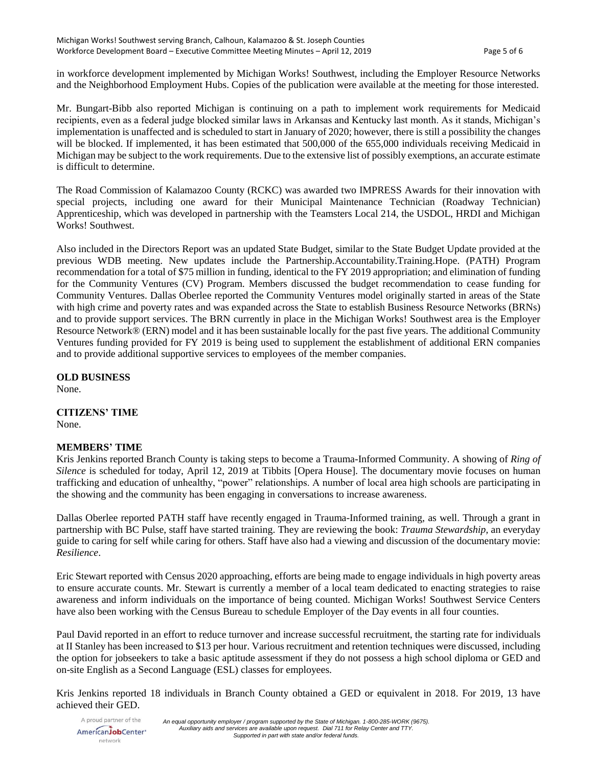in workforce development implemented by Michigan Works! Southwest, including the Employer Resource Networks and the Neighborhood Employment Hubs. Copies of the publication were available at the meeting for those interested.

Mr. Bungart-Bibb also reported Michigan is continuing on a path to implement work requirements for Medicaid recipients, even as a federal judge blocked similar laws in Arkansas and Kentucky last month. As it stands, Michigan's implementation is unaffected and is scheduled to start in January of 2020; however, there is still a possibility the changes will be blocked. If implemented, it has been estimated that 500,000 of the 655,000 individuals receiving Medicaid in Michigan may be subject to the work requirements. Due to the extensive list of possibly exemptions, an accurate estimate is difficult to determine.

The Road Commission of Kalamazoo County (RCKC) was awarded two IMPRESS Awards for their innovation with special projects, including one award for their Municipal Maintenance Technician (Roadway Technician) Apprenticeship, which was developed in partnership with the Teamsters Local 214, the USDOL, HRDI and Michigan Works! Southwest.

Also included in the Directors Report was an updated State Budget, similar to the State Budget Update provided at the previous WDB meeting. New updates include the Partnership.Accountability.Training.Hope. (PATH) Program recommendation for a total of $75 million in funding, identical to the FY 2019 appropriation; and elimination of funding for the Community Ventures (CV) Program. Members discussed the budget recommendation to cease funding for Community Ventures. Dallas Oberlee reported the Community Ventures model originally started in areas of the State with high crime and poverty rates and was expanded across the State to establish Business Resource Networks (BRNs) and to provide support services. The BRN currently in place in the Michigan Works! Southwest area is the Employer Resource Network® (ERN) model and it has been sustainable locally for the past five years. The additional Community Ventures funding provided for FY 2019 is being used to supplement the establishment of additional ERN companies and to provide additional supportive services to employees of the member companies.

**OLD BUSINESS**
None.

**CITIZENS' TIME**
None.

**MEMBERS' TIME**
Kris Jenkins reported Branch County is taking steps to become a Trauma-Informed Community. A showing of *Ring of Silence* is scheduled for today, April 12, 2019 at Tibbits [Opera House]. The documentary movie focuses on human trafficking and education of unhealthy, "power" relationships. A number of local area high schools are participating in the showing and the community has been engaging in conversations to increase awareness.

Dallas Oberlee reported PATH staff have recently engaged in Trauma-Informed training, as well. Through a grant in partnership with BC Pulse, staff have started training. They are reviewing the book: *Trauma Stewardship*, an everyday guide to caring for self while caring for others. Staff have also had a viewing and discussion of the documentary movie: *Resilience*.

Eric Stewart reported with Census 2020 approaching, efforts are being made to engage individuals in high poverty areas to ensure accurate counts. Mr. Stewart is currently a member of a local team dedicated to enacting strategies to raise awareness and inform individuals on the importance of being counted. Michigan Works! Southwest Service Centers have also been working with the Census Bureau to schedule Employer of the Day events in all four counties.

Paul David reported in an effort to reduce turnover and increase successful recruitment, the starting rate for individuals at II Stanley has been increased to $13 per hour. Various recruitment and retention techniques were discussed, including the option for jobseekers to take a basic aptitude assessment if they do not possess a high school diploma or GED and on-site English as a Second Language (ESL) classes for employees.

Kris Jenkins reported 18 individuals in Branch County obtained a GED or equivalent in 2018. For 2019, 13 have achieved their GED.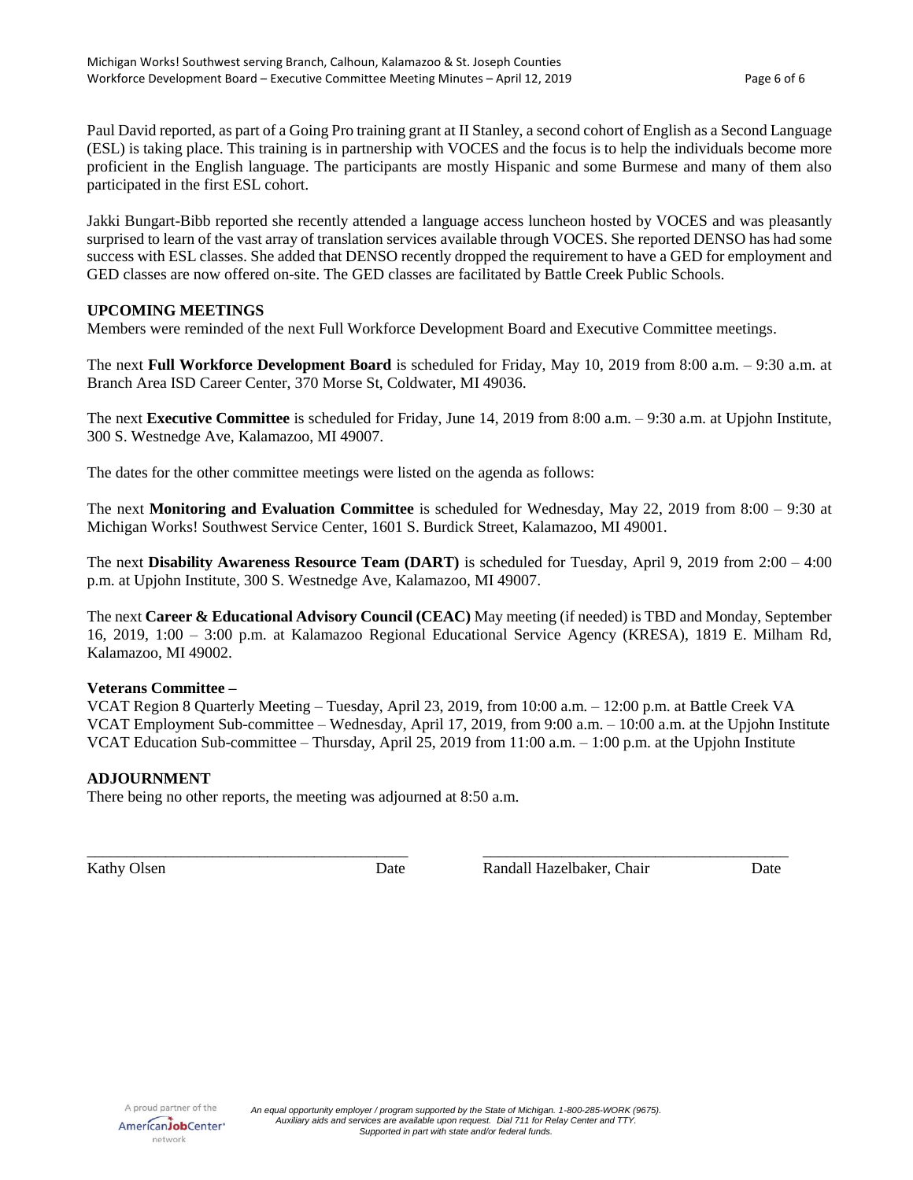Paul David reported, as part of a Going Pro training grant at II Stanley, a second cohort of English as a Second Language (ESL) is taking place. This training is in partnership with VOCES and the focus is to help the individuals become more proficient in the English language. The participants are mostly Hispanic and some Burmese and many of them also participated in the first ESL cohort.

Jakki Bungart-Bibb reported she recently attended a language access luncheon hosted by VOCES and was pleasantly surprised to learn of the vast array of translation services available through VOCES. She reported DENSO has had some success with ESL classes. She added that DENSO recently dropped the requirement to have a GED for employment and GED classes are now offered on-site. The GED classes are facilitated by Battle Creek Public Schools.

**UPCOMING MEETINGS**

Members were reminded of the next Full Workforce Development Board and Executive Committee meetings.

The next **Full Workforce Development Board** is scheduled for Friday, May 10, 2019 from 8:00 a.m. – 9:30 a.m. at Branch Area ISD Career Center, 370 Morse St, Coldwater, MI 49036.

The next **Executive Committee** is scheduled for Friday, June 14, 2019 from 8:00 a.m. – 9:30 a.m. at Upjohn Institute, 300 S. Westnedge Ave, Kalamazoo, MI 49007.

The dates for the other committee meetings were listed on the agenda as follows:

The next **Monitoring and Evaluation Committee** is scheduled for Wednesday, May 22, 2019 from 8:00 – 9:30 at Michigan Works! Southwest Service Center, 1601 S. Burdick Street, Kalamazoo, MI 49001.

The next **Disability Awareness Resource Team (DART)** is scheduled for Tuesday, April 9, 2019 from 2:00 – 4:00 p.m. at Upjohn Institute, 300 S. Westnedge Ave, Kalamazoo, MI 49007.

The next **Career & Educational Advisory Council (CEAC)** May meeting (if needed) is TBD and Monday, September 16, 2019, 1:00 – 3:00 p.m. at Kalamazoo Regional Educational Service Agency (KRESA), 1819 E. Milham Rd, Kalamazoo, MI 49002.

**Veterans Committee –**

VCAT Region 8 Quarterly Meeting – Tuesday, April 23, 2019, from 10:00 a.m. – 12:00 p.m. at Battle Creek VA
VCAT Employment Sub-committee – Wednesday, April 17, 2019, from 9:00 a.m. – 10:00 a.m. at the Upjohn Institute
VCAT Education Sub-committee – Thursday, April 25, 2019 from 11:00 a.m. – 1:00 p.m. at the Upjohn Institute

**ADJOURNMENT**

There being no other reports, the meeting was adjourned at 8:50 a.m.

\_\_\_\_\_\_\_\_\_\_\_\_\_\_\_\_\_\_\_\_\_\_\_\_\_\_\_\_\_\_\_\_\_\_\_\_\_\_\_\_\_\_ \_\_\_\_\_\_\_\_\_\_\_\_\_\_\_\_\_\_\_\_\_\_\_\_\_\_\_\_\_\_\_\_\_\_\_\_\_\_\_\_\_\_

Kathy Olsen Date Randall Hazelbaker, Chair Date

A proud partner of the AmericanJobCenter network

*An equal opportunity employer / program supported by the State of Michigan. 1-800-285-WORK (9675). Auxiliary aids and services are available upon request. Dial 711 for Relay Center and TTY. Supported in part with state and/or federal funds.*